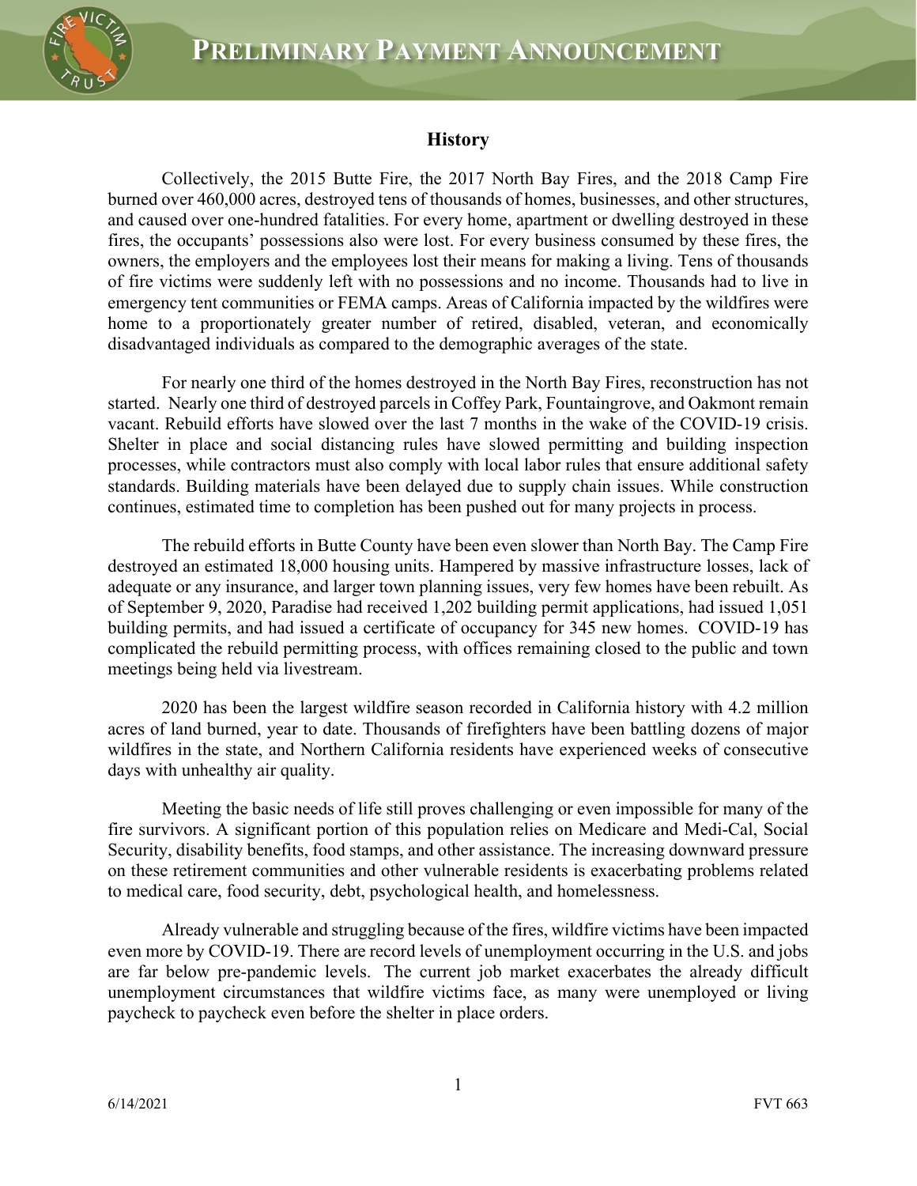# Preliminary Payment Announcement

## History

Collectively, the 2015 Butte Fire, the 2017 North Bay Fires, and the 2018 Camp Fire burned over 460,000 acres, destroyed tens of thousands of homes, businesses, and other structures, and caused over one-hundred fatalities. For every home, apartment or dwelling destroyed in these fires, the occupants' possessions also were lost. For every business consumed by these fires, the owners, the employers and the employees lost their means for making a living. Tens of thousands of fire victims were suddenly left with no possessions and no income. Thousands had to live in emergency tent communities or FEMA camps. Areas of California impacted by the wildfires were home to a proportionately greater number of retired, disabled, veteran, and economically disadvantaged individuals as compared to the demographic averages of the state.

For nearly one third of the homes destroyed in the North Bay Fires, reconstruction has not started. Nearly one third of destroyed parcels in Coffey Park, Fountaingrove, and Oakmont remain vacant. Rebuild efforts have slowed over the last 7 months in the wake of the COVID-19 crisis. Shelter in place and social distancing rules have slowed permitting and building inspection processes, while contractors must also comply with local labor rules that ensure additional safety standards. Building materials have been delayed due to supply chain issues. While construction continues, estimated time to completion has been pushed out for many projects in process.

The rebuild efforts in Butte County have been even slower than North Bay. The Camp Fire destroyed an estimated 18,000 housing units. Hampered by massive infrastructure losses, lack of adequate or any insurance, and larger town planning issues, very few homes have been rebuilt. As of September 9, 2020, Paradise had received 1,202 building permit applications, had issued 1,051 building permits, and had issued a certificate of occupancy for 345 new homes. COVID-19 has complicated the rebuild permitting process, with offices remaining closed to the public and town meetings being held via livestream.

2020 has been the largest wildfire season recorded in California history with 4.2 million acres of land burned, year to date. Thousands of firefighters have been battling dozens of major wildfires in the state, and Northern California residents have experienced weeks of consecutive days with unhealthy air quality.

Meeting the basic needs of life still proves challenging or even impossible for many of the fire survivors. A significant portion of this population relies on Medicare and Medi-Cal, Social Security, disability benefits, food stamps, and other assistance. The increasing downward pressure on these retirement communities and other vulnerable residents is exacerbating problems related to medical care, food security, debt, psychological health, and homelessness.

Already vulnerable and struggling because of the fires, wildfire victims have been impacted even more by COVID-19. There are record levels of unemployment occurring in the U.S. and jobs are far below pre-pandemic levels. The current job market exacerbates the already difficult unemployment circumstances that wildfire victims face, as many were unemployed or living paycheck to paycheck even before the shelter in place orders.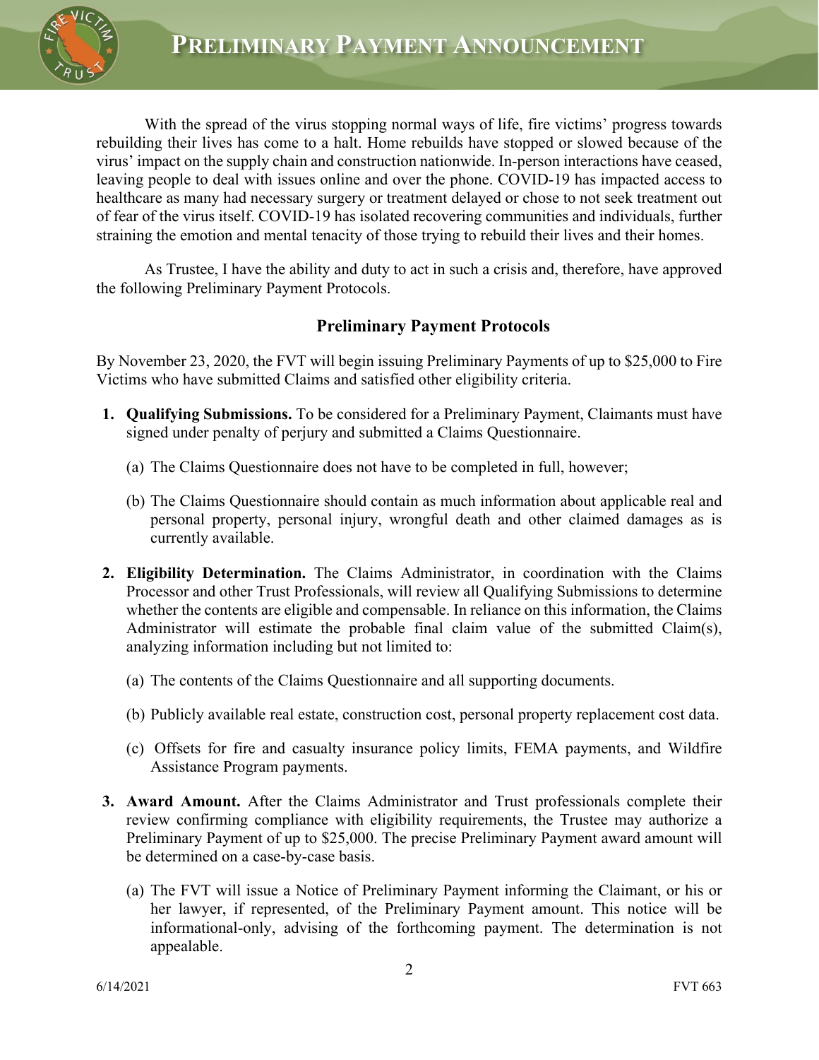With the spread of the virus stopping normal ways of life, fire victims' progress towards rebuilding their lives has come to a halt. Home rebuilds have stopped or slowed because of the virus' impact on the supply chain and construction nationwide. In-person interactions have ceased, leaving people to deal with issues online and over the phone. COVID-19 has impacted access to healthcare as many had necessary surgery or treatment delayed or chose to not seek treatment out of fear of the virus itself. COVID-19 has isolated recovering communities and individuals, further straining the emotion and mental tenacity of those trying to rebuild their lives and their homes.

As Trustee, I have the ability and duty to act in such a crisis and, therefore, have approved the following Preliminary Payment Protocols.

## Preliminary Payment Protocols

By November 23, 2020, the FVT will begin issuing Preliminary Payments of up to $25,000 to Fire Victims who have submitted Claims and satisfied other eligibility criteria.

1. **Qualifying Submissions.** To be considered for a Preliminary Payment, Claimants must have signed under penalty of perjury and submitted a Claims Questionnaire.

   (a) The Claims Questionnaire does not have to be completed in full, however;

   (b) The Claims Questionnaire should contain as much information about applicable real and personal property, personal injury, wrongful death and other claimed damages as is currently available.

2. **Eligibility Determination.** The Claims Administrator, in coordination with the Claims Processor and other Trust Professionals, will review all Qualifying Submissions to determine whether the contents are eligible and compensable. In reliance on this information, the Claims Administrator will estimate the probable final claim value of the submitted Claim(s), analyzing information including but not limited to:

   (a) The contents of the Claims Questionnaire and all supporting documents.

   (b) Publicly available real estate, construction cost, personal property replacement cost data.

   (c) Offsets for fire and casualty insurance policy limits, FEMA payments, and Wildfire Assistance Program payments.

3. **Award Amount.** After the Claims Administrator and Trust professionals complete their review confirming compliance with eligibility requirements, the Trustee may authorize a Preliminary Payment of up to $25,000. The precise Preliminary Payment award amount will be determined on a case-by-case basis.

   (a) The FVT will issue a Notice of Preliminary Payment informing the Claimant, or his or her lawyer, if represented, of the Preliminary Payment amount. This notice will be informational-only, advising of the forthcoming payment. The determination is not appealable.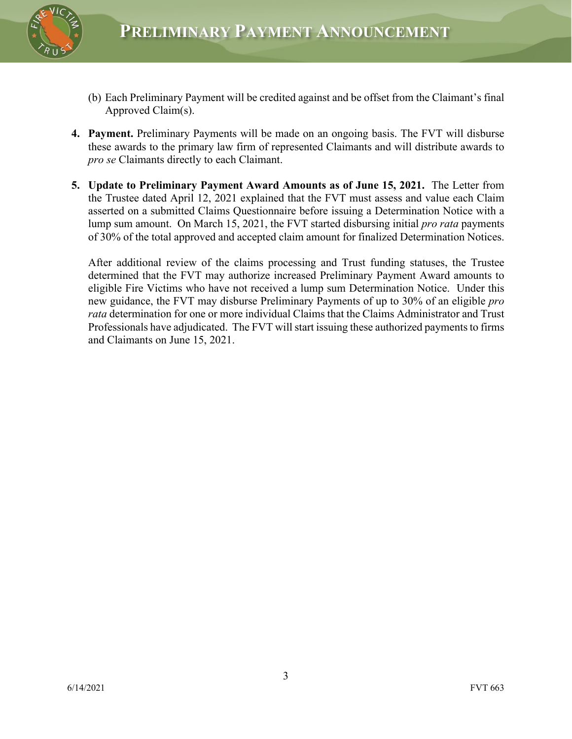(b) Each Preliminary Payment will be credited against and be offset from the Claimant's final Approved Claim(s).

4. **Payment.** Preliminary Payments will be made on an ongoing basis. The FVT will disburse these awards to the primary law firm of represented Claimants and will distribute awards to *pro se* Claimants directly to each Claimant.

5. **Update to Preliminary Payment Award Amounts as of June 15, 2021.** The Letter from the Trustee dated April 12, 2021 explained that the FVT must assess and value each Claim asserted on a submitted Claims Questionnaire before issuing a Determination Notice with a lump sum amount. On March 15, 2021, the FVT started disbursing initial *pro rata* payments of 30% of the total approved and accepted claim amount for finalized Determination Notices.

   After additional review of the claims processing and Trust funding statuses, the Trustee determined that the FVT may authorize increased Preliminary Payment Award amounts to eligible Fire Victims who have not received a lump sum Determination Notice. Under this new guidance, the FVT may disburse Preliminary Payments of up to 30% of an eligible *pro rata* determination for one or more individual Claims that the Claims Administrator and Trust Professionals have adjudicated. The FVT will start issuing these authorized payments to firms and Claimants on June 15, 2021.